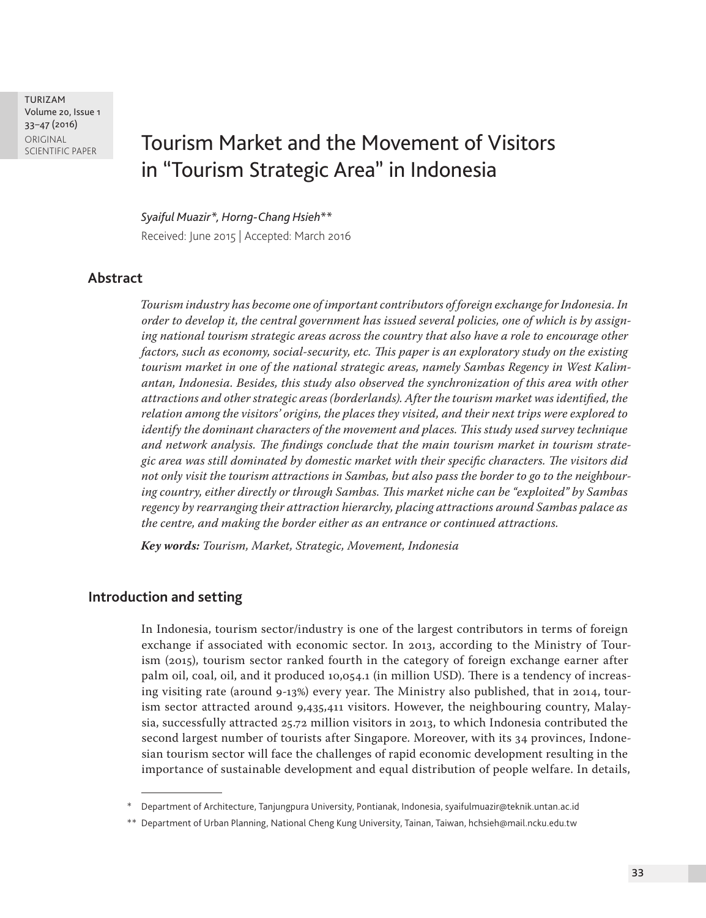# Tourism Market and the Movement of Visitors in "Tourism Strategic Area" in Indonesia

*Syaiful Muazir\*, Horng-Chang Hsieh\*\**

Received: June 2015 | Accepted: March 2016

## Abstract

*Tourism industry has become one of important contributors of foreign exchange for Indonesia. In order to develop it, the central government has issued several policies, one of which is by assigning national tourism strategic areas across the country that also have a role to encourage other factors, such as economy, social-security, etc. This paper is an exploratory study on the existing tourism market in one of the national strategic areas, namely Sambas Regency in West Kalimantan, Indonesia. Besides, this study also observed the synchronization of this area with other attractions and other strategic areas (borderlands). After the tourism market was identified, the relation among the visitors' origins, the places they visited, and their next trips were explored to identify the dominant characters of the movement and places. This study used survey technique and network analysis. The findings conclude that the main tourism market in tourism strategic area was still dominated by domestic market with their specific characters. The visitors did not only visit the tourism attractions in Sambas, but also pass the border to go to the neighbouring country, either directly or through Sambas. This market niche can be "exploited" by Sambas regency by rearranging their attraction hierarchy, placing attractions around Sambas palace as the centre, and making the border either as an entrance or continued attractions.*

***Key words:*** *Tourism, Market, Strategic, Movement, Indonesia*

## Introduction and setting

In Indonesia, tourism sector/industry is one of the largest contributors in terms of foreign exchange if associated with economic sector. In 2013, according to the Ministry of Tourism (2015), tourism sector ranked fourth in the category of foreign exchange earner after palm oil, coal, oil, and it produced 10,054.1 (in million USD). There is a tendency of increasing visiting rate (around 9-13%) every year. The Ministry also published, that in 2014, tourism sector attracted around 9,435,411 visitors. However, the neighbouring country, Malaysia, successfully attracted 25.72 million visitors in 2013, to which Indonesia contributed the second largest number of tourists after Singapore. Moreover, with its 34 provinces, Indonesian tourism sector will face the challenges of rapid economic development resulting in the importance of sustainable development and equal distribution of people welfare. In details,

---

\* Department of Architecture, Tanjungpura University, Pontianak, Indonesia, syaifulmuazir@teknik.untan.ac.id

\*\* Department of Urban Planning, National Cheng Kung University, Tainan, Taiwan, hchsieh@mail.ncku.edu.tw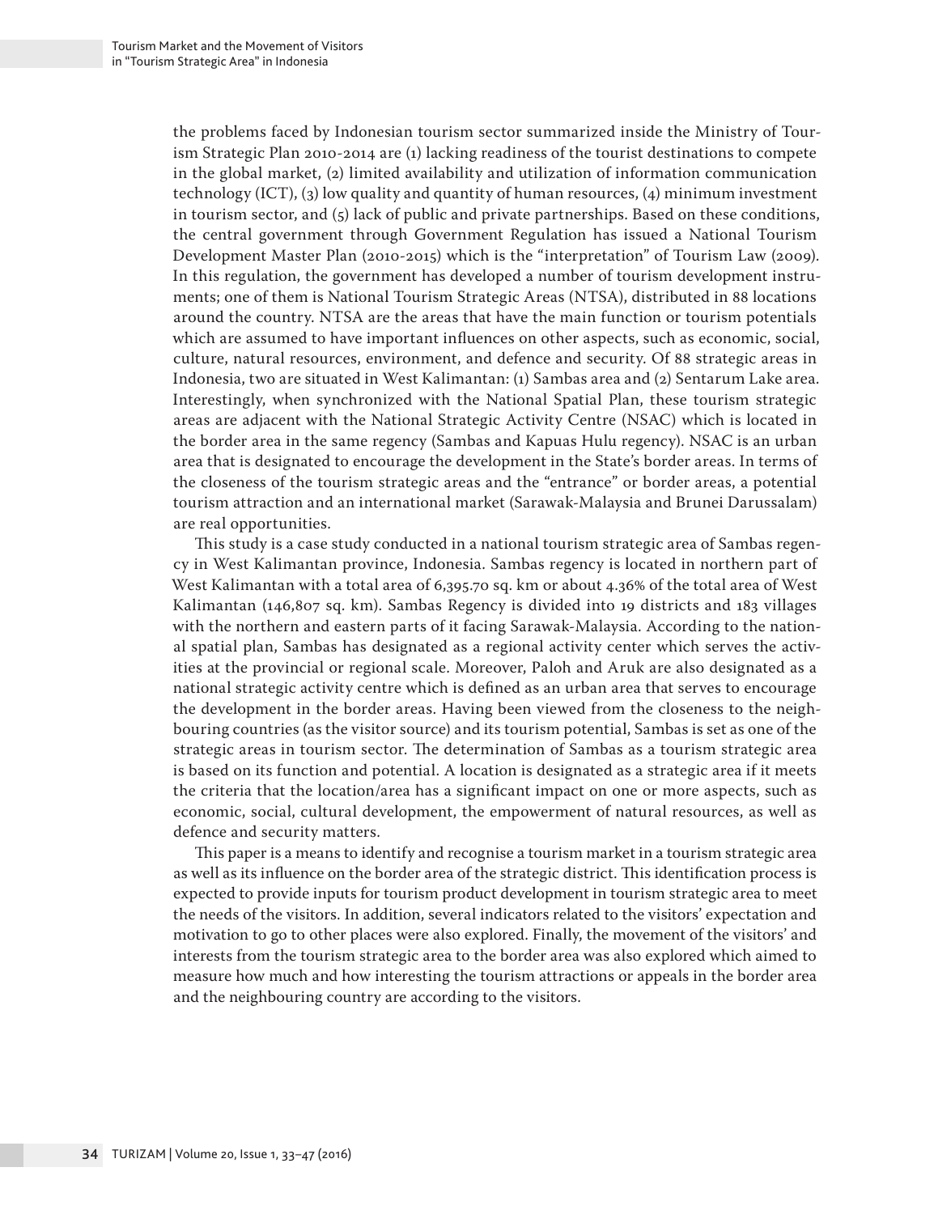the problems faced by Indonesian tourism sector summarized inside the Ministry of Tourism Strategic Plan 2010-2014 are (1) lacking readiness of the tourist destinations to compete in the global market, (2) limited availability and utilization of information communication technology (ICT), (3) low quality and quantity of human resources, (4) minimum investment in tourism sector, and (5) lack of public and private partnerships. Based on these conditions, the central government through Government Regulation has issued a National Tourism Development Master Plan (2010-2015) which is the "interpretation" of Tourism Law (2009). In this regulation, the government has developed a number of tourism development instruments; one of them is National Tourism Strategic Areas (NTSA), distributed in 88 locations around the country. NTSA are the areas that have the main function or tourism potentials which are assumed to have important influences on other aspects, such as economic, social, culture, natural resources, environment, and defence and security. Of 88 strategic areas in Indonesia, two are situated in West Kalimantan: (1) Sambas area and (2) Sentarum Lake area. Interestingly, when synchronized with the National Spatial Plan, these tourism strategic areas are adjacent with the National Strategic Activity Centre (NSAC) which is located in the border area in the same regency (Sambas and Kapuas Hulu regency). NSAC is an urban area that is designated to encourage the development in the State's border areas. In terms of the closeness of the tourism strategic areas and the "entrance" or border areas, a potential tourism attraction and an international market (Sarawak-Malaysia and Brunei Darussalam) are real opportunities.

This study is a case study conducted in a national tourism strategic area of Sambas regency in West Kalimantan province, Indonesia. Sambas regency is located in northern part of West Kalimantan with a total area of 6,395.70 sq. km or about 4.36% of the total area of West Kalimantan (146,807 sq. km). Sambas Regency is divided into 19 districts and 183 villages with the northern and eastern parts of it facing Sarawak-Malaysia. According to the national spatial plan, Sambas has designated as a regional activity center which serves the activities at the provincial or regional scale. Moreover, Paloh and Aruk are also designated as a national strategic activity centre which is defined as an urban area that serves to encourage the development in the border areas. Having been viewed from the closeness to the neighbouring countries (as the visitor source) and its tourism potential, Sambas is set as one of the strategic areas in tourism sector. The determination of Sambas as a tourism strategic area is based on its function and potential. A location is designated as a strategic area if it meets the criteria that the location/area has a significant impact on one or more aspects, such as economic, social, cultural development, the empowerment of natural resources, as well as defence and security matters.

This paper is a means to identify and recognise a tourism market in a tourism strategic area as well as its influence on the border area of the strategic district. This identification process is expected to provide inputs for tourism product development in tourism strategic area to meet the needs of the visitors. In addition, several indicators related to the visitors' expectation and motivation to go to other places were also explored. Finally, the movement of the visitors' and interests from the tourism strategic area to the border area was also explored which aimed to measure how much and how interesting the tourism attractions or appeals in the border area and the neighbouring country are according to the visitors.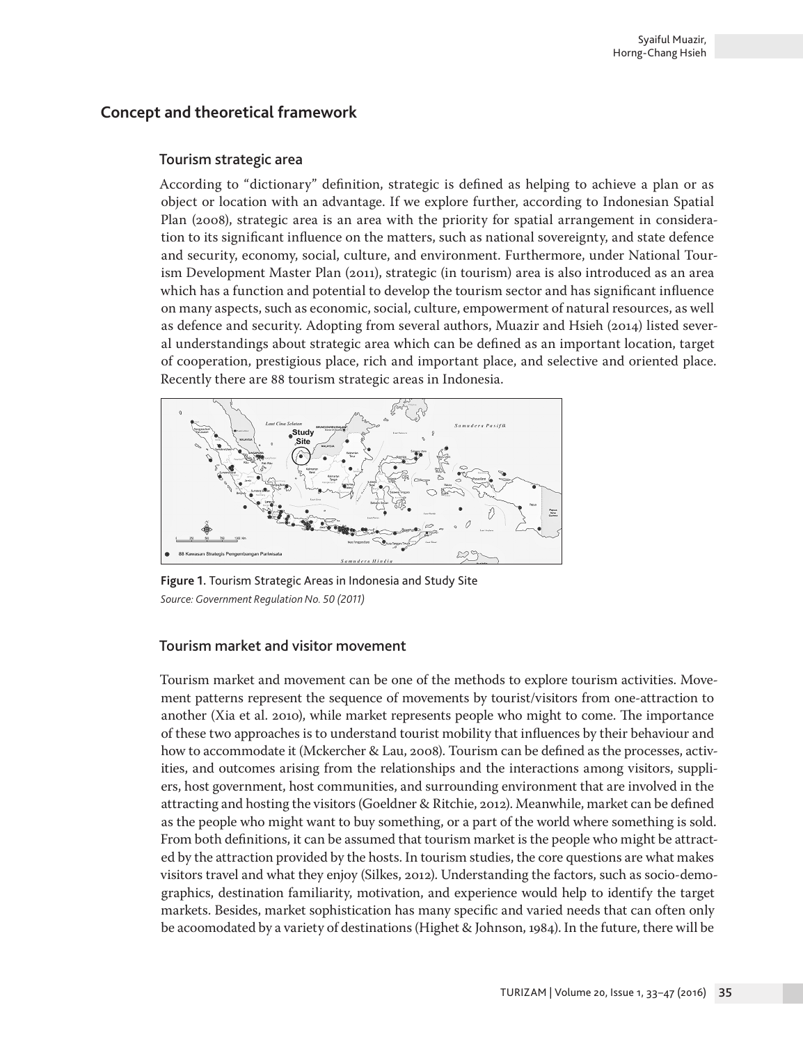## Concept and theoretical framework

### Tourism strategic area

According to "dictionary" definition, strategic is defined as helping to achieve a plan or as object or location with an advantage. If we explore further, according to Indonesian Spatial Plan (2008), strategic area is an area with the priority for spatial arrangement in consideration to its significant influence on the matters, such as national sovereignty, and state defence and security, economy, social, culture, and environment. Furthermore, under National Tourism Development Master Plan (2011), strategic (in tourism) area is also introduced as an area which has a function and potential to develop the tourism sector and has significant influence on many aspects, such as economic, social, culture, empowerment of natural resources, as well as defence and security. Adopting from several authors, Muazir and Hsieh (2014) listed several understandings about strategic area which can be defined as an important location, target of cooperation, prestigious place, rich and important place, and selective and oriented place. Recently there are 88 tourism strategic areas in Indonesia.

**Figure 1.** Tourism Strategic Areas in Indonesia and Study Site
*Source: Government Regulation No. 50 (2011)*

### Tourism market and visitor movement

Tourism market and movement can be one of the methods to explore tourism activities. Movement patterns represent the sequence of movements by tourist/visitors from one-attraction to another (Xia et al. 2010), while market represents people who might to come. The importance of these two approaches is to understand tourist mobility that influences by their behaviour and how to accommodate it (Mckercher & Lau, 2008). Tourism can be defined as the processes, activities, and outcomes arising from the relationships and the interactions among visitors, suppliers, host government, host communities, and surrounding environment that are involved in the attracting and hosting the visitors (Goeldner & Ritchie, 2012). Meanwhile, market can be defined as the people who might want to buy something, or a part of the world where something is sold. From both definitions, it can be assumed that tourism market is the people who might be attracted by the attraction provided by the hosts. In tourism studies, the core questions are what makes visitors travel and what they enjoy (Silkes, 2012). Understanding the factors, such as socio-demographics, destination familiarity, motivation, and experience would help to identify the target markets. Besides, market sophistication has many specific and varied needs that can often only be acoomodated by a variety of destinations (Highet & Johnson, 1984). In the future, there will be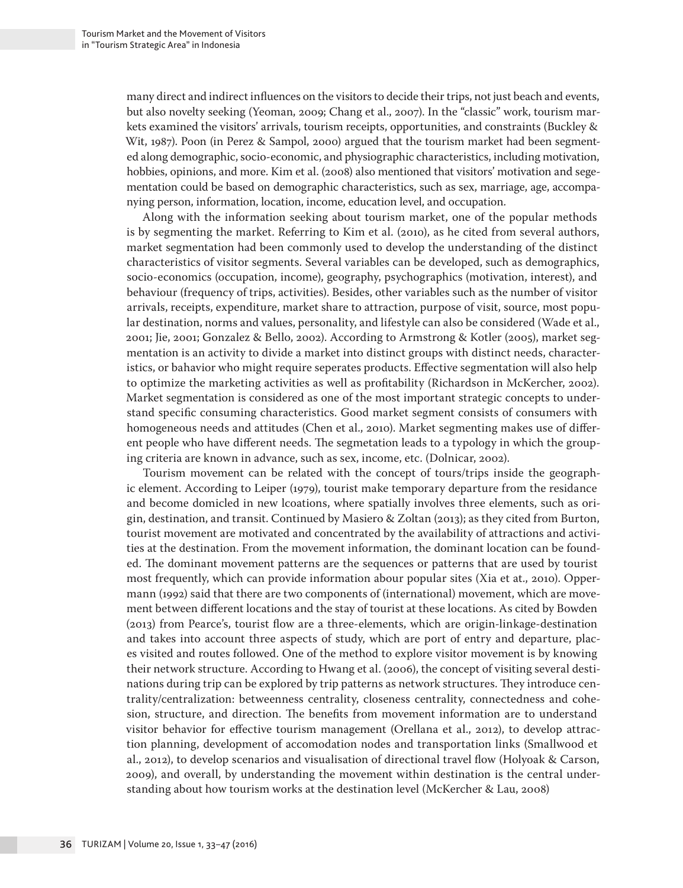many direct and indirect influences on the visitors to decide their trips, not just beach and events, but also novelty seeking (Yeoman, 2009; Chang et al., 2007). In the "classic" work, tourism markets examined the visitors' arrivals, tourism receipts, opportunities, and constraints (Buckley & Wit, 1987). Poon (in Perez & Sampol, 2000) argued that the tourism market had been segmented along demographic, socio-economic, and physiographic characteristics, including motivation, hobbies, opinions, and more. Kim et al. (2008) also mentioned that visitors' motivation and segementation could be based on demographic characteristics, such as sex, marriage, age, accompanying person, information, location, income, education level, and occupation.

Along with the information seeking about tourism market, one of the popular methods is by segmenting the market. Referring to Kim et al. (2010), as he cited from several authors, market segmentation had been commonly used to develop the understanding of the distinct characteristics of visitor segments. Several variables can be developed, such as demographics, socio-economics (occupation, income), geography, psychographics (motivation, interest), and behaviour (frequency of trips, activities). Besides, other variables such as the number of visitor arrivals, receipts, expenditure, market share to attraction, purpose of visit, source, most popular destination, norms and values, personality, and lifestyle can also be considered (Wade et al., 2001; Jie, 2001; Gonzalez & Bello, 2002). According to Armstrong & Kotler (2005), market segmentation is an activity to divide a market into distinct groups with distinct needs, characteristics, or bahavior who might require seperates products. Effective segmentation will also help to optimize the marketing activities as well as profitability (Richardson in McKercher, 2002). Market segmentation is considered as one of the most important strategic concepts to understand specific consuming characteristics. Good market segment consists of consumers with homogeneous needs and attitudes (Chen et al., 2010). Market segmenting makes use of different people who have different needs. The segmetation leads to a typology in which the grouping criteria are known in advance, such as sex, income, etc. (Dolnicar, 2002).

Tourism movement can be related with the concept of tours/trips inside the geographic element. According to Leiper (1979), tourist make temporary departure from the residance and become domicled in new lcoations, where spatially involves three elements, such as origin, destination, and transit. Continued by Masiero & Zoltan (2013); as they cited from Burton, tourist movement are motivated and concentrated by the availability of attractions and activities at the destination. From the movement information, the dominant location can be founded. The dominant movement patterns are the sequences or patterns that are used by tourist most frequently, which can provide information abour popular sites (Xia et at., 2010). Oppermann (1992) said that there are two components of (international) movement, which are movement between different locations and the stay of tourist at these locations. As cited by Bowden (2013) from Pearce's, tourist flow are a three-elements, which are origin-linkage-destination and takes into account three aspects of study, which are port of entry and departure, places visited and routes followed. One of the method to explore visitor movement is by knowing their network structure. According to Hwang et al. (2006), the concept of visiting several destinations during trip can be explored by trip patterns as network structures. They introduce centrality/centralization: betweenness centrality, closeness centrality, connectedness and cohesion, structure, and direction. The benefits from movement information are to understand visitor behavior for effective tourism management (Orellana et al., 2012), to develop attraction planning, development of accomodation nodes and transportation links (Smallwood et al., 2012), to develop scenarios and visualisation of directional travel flow (Holyoak & Carson, 2009), and overall, by understanding the movement within destination is the central understanding about how tourism works at the destination level (McKercher & Lau, 2008)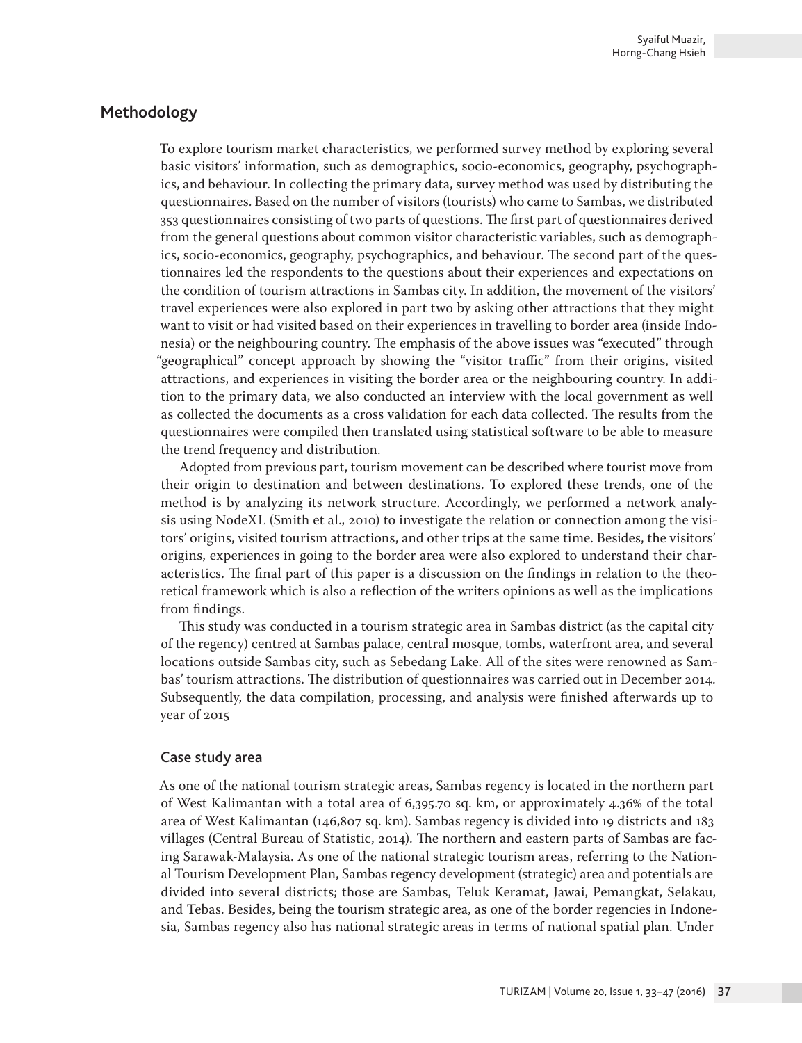## Methodology

To explore tourism market characteristics, we performed survey method by exploring several basic visitors' information, such as demographics, socio-economics, geography, psychographics, and behaviour. In collecting the primary data, survey method was used by distributing the questionnaires. Based on the number of visitors (tourists) who came to Sambas, we distributed 353 questionnaires consisting of two parts of questions. The first part of questionnaires derived from the general questions about common visitor characteristic variables, such as demographics, socio-economics, geography, psychographics, and behaviour. The second part of the questionnaires led the respondents to the questions about their experiences and expectations on the condition of tourism attractions in Sambas city. In addition, the movement of the visitors' travel experiences were also explored in part two by asking other attractions that they might want to visit or had visited based on their experiences in travelling to border area (inside Indonesia) or the neighbouring country. The emphasis of the above issues was "executed" through "geographical" concept approach by showing the "visitor traffic" from their origins, visited attractions, and experiences in visiting the border area or the neighbouring country. In addition to the primary data, we also conducted an interview with the local government as well as collected the documents as a cross validation for each data collected. The results from the questionnaires were compiled then translated using statistical software to be able to measure the trend frequency and distribution.

Adopted from previous part, tourism movement can be described where tourist move from their origin to destination and between destinations. To explored these trends, one of the method is by analyzing its network structure. Accordingly, we performed a network analysis using NodeXL (Smith et al., 2010) to investigate the relation or connection among the visitors' origins, visited tourism attractions, and other trips at the same time. Besides, the visitors' origins, experiences in going to the border area were also explored to understand their characteristics. The final part of this paper is a discussion on the findings in relation to the theoretical framework which is also a reflection of the writers opinions as well as the implications from findings.

This study was conducted in a tourism strategic area in Sambas district (as the capital city of the regency) centred at Sambas palace, central mosque, tombs, waterfront area, and several locations outside Sambas city, such as Sebedang Lake. All of the sites were renowned as Sambas' tourism attractions. The distribution of questionnaires was carried out in December 2014. Subsequently, the data compilation, processing, and analysis were finished afterwards up to year of 2015

### Case study area

As one of the national tourism strategic areas, Sambas regency is located in the northern part of West Kalimantan with a total area of 6,395.70 sq. km, or approximately 4.36% of the total area of West Kalimantan (146,807 sq. km). Sambas regency is divided into 19 districts and 183 villages (Central Bureau of Statistic, 2014). The northern and eastern parts of Sambas are facing Sarawak-Malaysia. As one of the national strategic tourism areas, referring to the National Tourism Development Plan, Sambas regency development (strategic) area and potentials are divided into several districts; those are Sambas, Teluk Keramat, Jawai, Pemangkat, Selakau, and Tebas. Besides, being the tourism strategic area, as one of the border regencies in Indonesia, Sambas regency also has national strategic areas in terms of national spatial plan. Under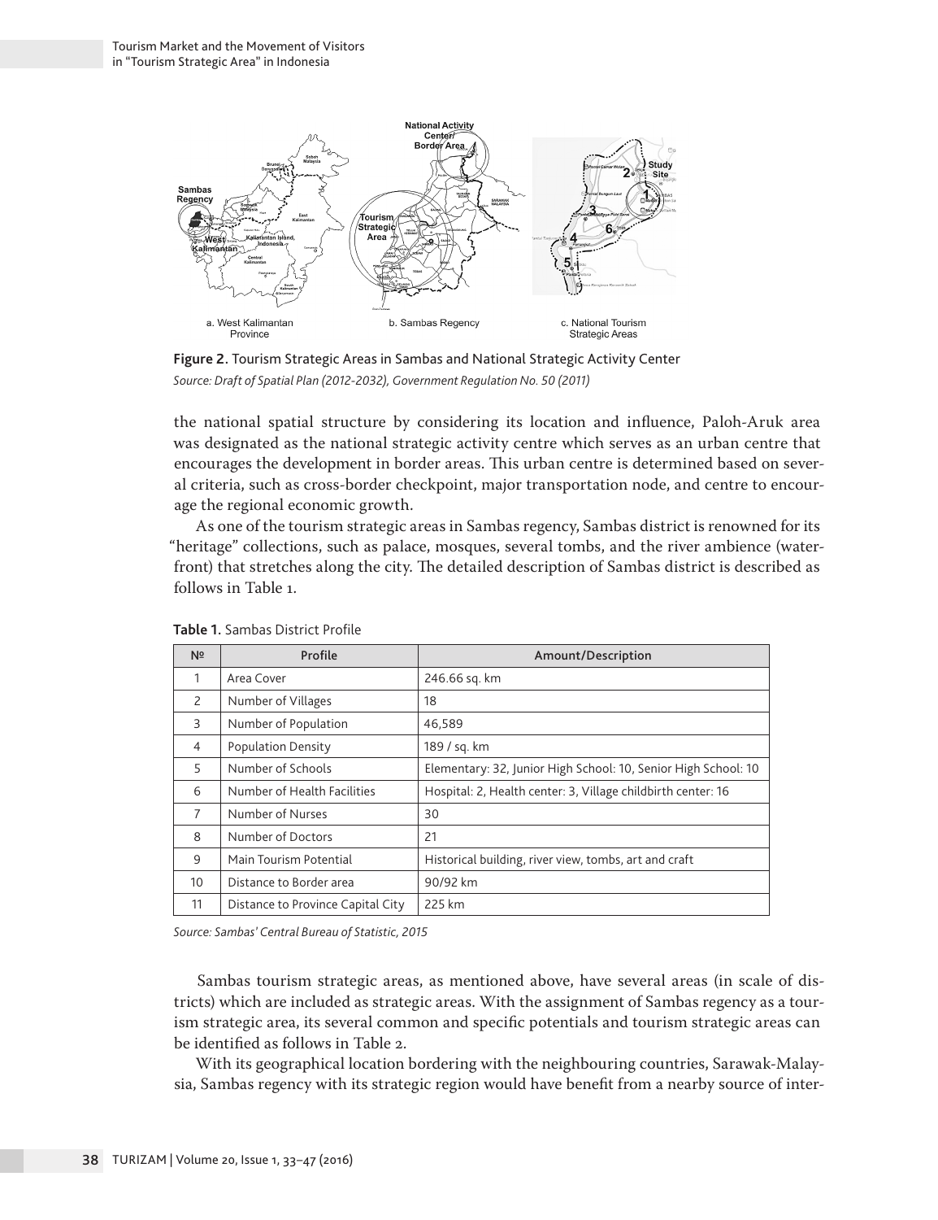**Figure 2.** Tourism Strategic Areas in Sambas and National Strategic Activity Center

*Source: Draft of Spatial Plan (2012-2032), Government Regulation No. 50 (2011)*

the national spatial structure by considering its location and influence, Paloh-Aruk area was designated as the national strategic activity centre which serves as an urban centre that encourages the development in border areas. This urban centre is determined based on several criteria, such as cross-border checkpoint, major transportation node, and centre to encourage the regional economic growth.

As one of the tourism strategic areas in Sambas regency, Sambas district is renowned for its "heritage" collections, such as palace, mosques, several tombs, and the river ambience (waterfront) that stretches along the city. The detailed description of Sambas district is described as follows in Table 1.

**Table 1.** Sambas District Profile

| № | Profile | Amount/Description |
|---|---|---|
| 1 | Area Cover | 246.66 sq. km |
| 2 | Number of Villages | 18 |
| 3 | Number of Population | 46,589 |
| 4 | Population Density | 189 / sq. km |
| 5 | Number of Schools | Elementary: 32, Junior High School: 10, Senior High School: 10 |
| 6 | Number of Health Facilities | Hospital: 2, Health center: 3, Village childbirth center: 16 |
| 7 | Number of Nurses | 30 |
| 8 | Number of Doctors | 21 |
| 9 | Main Tourism Potential | Historical building, river view, tombs, art and craft |
| 10 | Distance to Border area | 90/92 km |
| 11 | Distance to Province Capital City | 225 km |

*Source: Sambas' Central Bureau of Statistic, 2015*

Sambas tourism strategic areas, as mentioned above, have several areas (in scale of districts) which are included as strategic areas. With the assignment of Sambas regency as a tourism strategic area, its several common and specific potentials and tourism strategic areas can be identified as follows in Table 2.

With its geographical location bordering with the neighbouring countries, Sarawak-Malaysia, Sambas regency with its strategic region would have benefit from a nearby source of inter-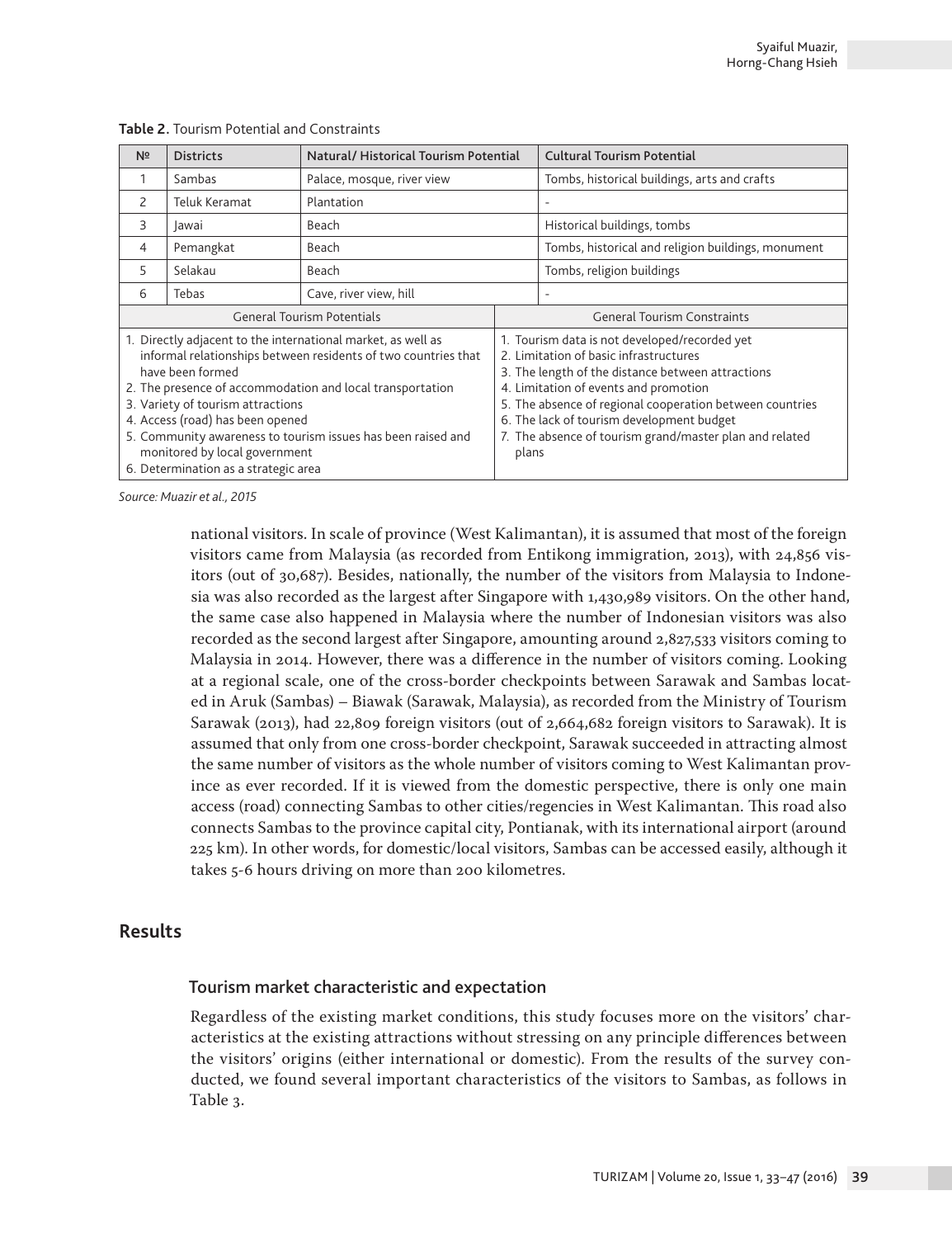**Table 2.** Tourism Potential and Constraints

| № | Districts | Natural/ Historical Tourism Potential | Cultural Tourism Potential |
|---|---|---|---|
| 1 | Sambas | Palace, mosque, river view | Tombs, historical buildings, arts and crafts |
| 2 | Teluk Keramat | Plantation | - |
| 3 | Jawai | Beach | Historical buildings, tombs |
| 4 | Pemangkat | Beach | Tombs, historical and religion buildings, monument |
| 5 | Selakau | Beach | Tombs, religion buildings |
| 6 | Tebas | Cave, river view, hill | - |

| General Tourism Potentials | General Tourism Constraints |
|---|---|
| 1. Directly adjacent to the international market, as well as informal relationships between residents of two countries that have been formed<br>2. The presence of accommodation and local transportation<br>3. Variety of tourism attractions<br>4. Access (road) has been opened<br>5. Community awareness to tourism issues has been raised and monitored by local government<br>6. Determination as a strategic area | 1. Tourism data is not developed/recorded yet<br>2. Limitation of basic infrastructures<br>3. The length of the distance between attractions<br>4. Limitation of events and promotion<br>5. The absence of regional cooperation between countries<br>6. The lack of tourism development budget<br>7. The absence of tourism grand/master plan and related plans |

*Source: Muazir et al., 2015*

national visitors. In scale of province (West Kalimantan), it is assumed that most of the foreign visitors came from Malaysia (as recorded from Entikong immigration, 2013), with 24,856 visitors (out of 30,687). Besides, nationally, the number of the visitors from Malaysia to Indonesia was also recorded as the largest after Singapore with 1,430,989 visitors. On the other hand, the same case also happened in Malaysia where the number of Indonesian visitors was also recorded as the second largest after Singapore, amounting around 2,827,533 visitors coming to Malaysia in 2014. However, there was a difference in the number of visitors coming. Looking at a regional scale, one of the cross-border checkpoints between Sarawak and Sambas located in Aruk (Sambas) – Biawak (Sarawak, Malaysia), as recorded from the Ministry of Tourism Sarawak (2013), had 22,809 foreign visitors (out of 2,664,682 foreign visitors to Sarawak). It is assumed that only from one cross-border checkpoint, Sarawak succeeded in attracting almost the same number of visitors as the whole number of visitors coming to West Kalimantan province as ever recorded. If it is viewed from the domestic perspective, there is only one main access (road) connecting Sambas to other cities/regencies in West Kalimantan. This road also connects Sambas to the province capital city, Pontianak, with its international airport (around 225 km). In other words, for domestic/local visitors, Sambas can be accessed easily, although it takes 5-6 hours driving on more than 200 kilometres.

## Results

### Tourism market characteristic and expectation

Regardless of the existing market conditions, this study focuses more on the visitors' characteristics at the existing attractions without stressing on any principle differences between the visitors' origins (either international or domestic). From the results of the survey conducted, we found several important characteristics of the visitors to Sambas, as follows in Table 3.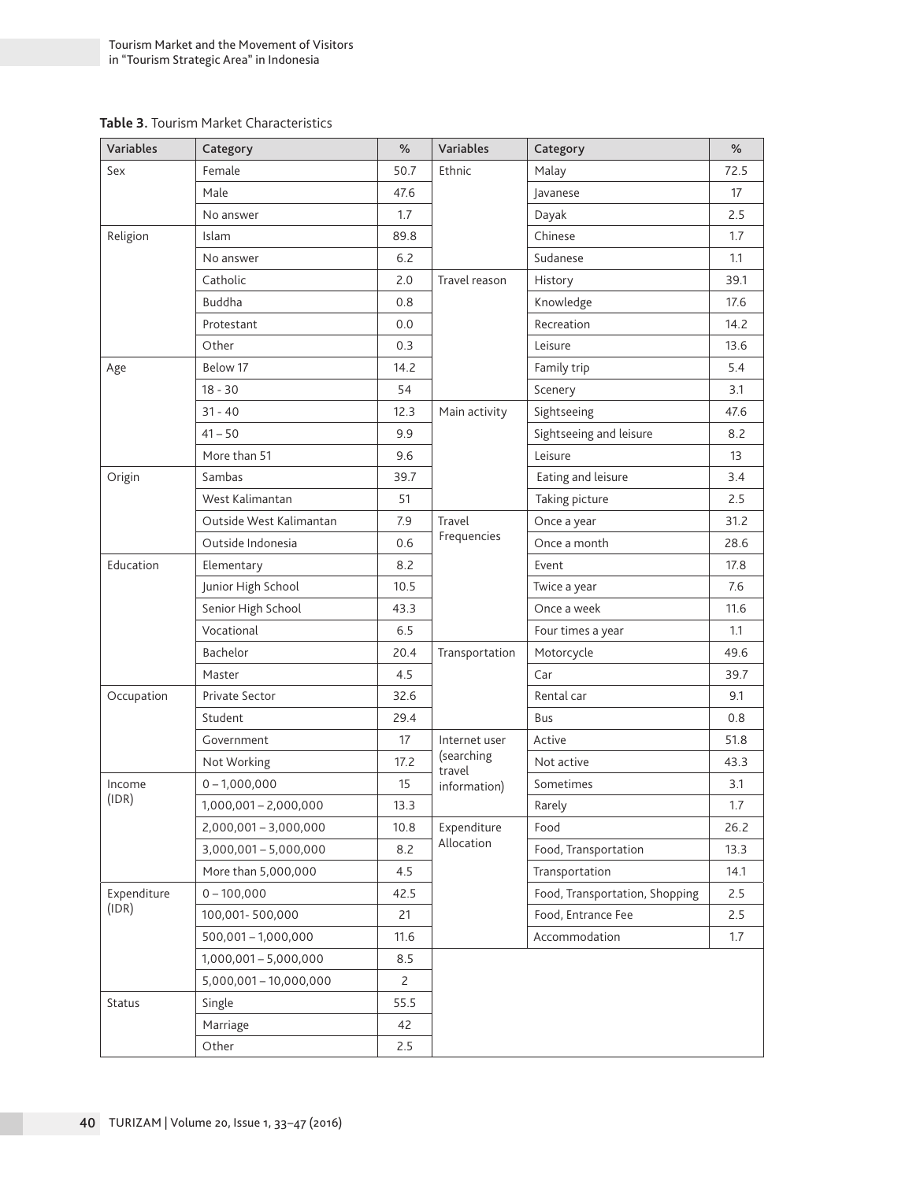**Table 3.** Tourism Market Characteristics

| Variables | Category | % | Variables | Category | % |
|---|---|---|---|---|---|
| Sex | Female | 50.7 | Ethnic | Malay | 72.5 |
| | Male | 47.6 | | Javanese | 17 |
| | No answer | 1.7 | | Dayak | 2.5 |
| Religion | Islam | 89.8 | | Chinese | 1.7 |
| | No answer | 6.2 | | Sudanese | 1.1 |
| | Catholic | 2.0 | Travel reason | History | 39.1 |
| | Buddha | 0.8 | | Knowledge | 17.6 |
| | Protestant | 0.0 | | Recreation | 14.2 |
| | Other | 0.3 | | Leisure | 13.6 |
| Age | Below 17 | 14.2 | | Family trip | 5.4 |
| | 18 - 30 | 54 | | Scenery | 3.1 |
| | 31 - 40 | 12.3 | Main activity | Sightseeing | 47.6 |
| | 41 – 50 | 9.9 | | Sightseeing and leisure | 8.2 |
| | More than 51 | 9.6 | | Leisure | 13 |
| Origin | Sambas | 39.7 | | Eating and leisure | 3.4 |
| | West Kalimantan | 51 | | Taking picture | 2.5 |
| | Outside West Kalimantan | 7.9 | Travel Frequencies | Once a year | 31.2 |
| | Outside Indonesia | 0.6 | | Once a month | 28.6 |
| Education | Elementary | 8.2 | | Event | 17.8 |
| | Junior High School | 10.5 | | Twice a year | 7.6 |
| | Senior High School | 43.3 | | Once a week | 11.6 |
| | Vocational | 6.5 | | Four times a year | 1.1 |
| | Bachelor | 20.4 | Transportation | Motorcycle | 49.6 |
| | Master | 4.5 | | Car | 39.7 |
| Occupation | Private Sector | 32.6 | | Rental car | 9.1 |
| | Student | 29.4 | | Bus | 0.8 |
| | Government | 17 | Internet user (searching travel information) | Active | 51.8 |
| | Not Working | 17.2 | | Not active | 43.3 |
| Income (IDR) | 0 – 1,000,000 | 15 | | Sometimes | 3.1 |
| | 1,000,001 – 2,000,000 | 13.3 | | Rarely | 1.7 |
| | 2,000,001 – 3,000,000 | 10.8 | Expenditure Allocation | Food | 26.2 |
| | 3,000,001 – 5,000,000 | 8.2 | | Food, Transportation | 13.3 |
| | More than 5,000,000 | 4.5 | | Transportation | 14.1 |
| Expenditure (IDR) | 0 – 100,000 | 42.5 | | Food, Transportation, Shopping | 2.5 |
| | 100,001- 500,000 | 21 | | Food, Entrance Fee | 2.5 |
| | 500,001 – 1,000,000 | 11.6 | | Accommodation | 1.7 |
| | 1,000,001 – 5,000,000 | 8.5 | | | |
| | 5,000,001 – 10,000,000 | 2 | | | |
| Status | Single | 55.5 | | | |
| | Marriage | 42 | | | |
| | Other | 2.5 | | | |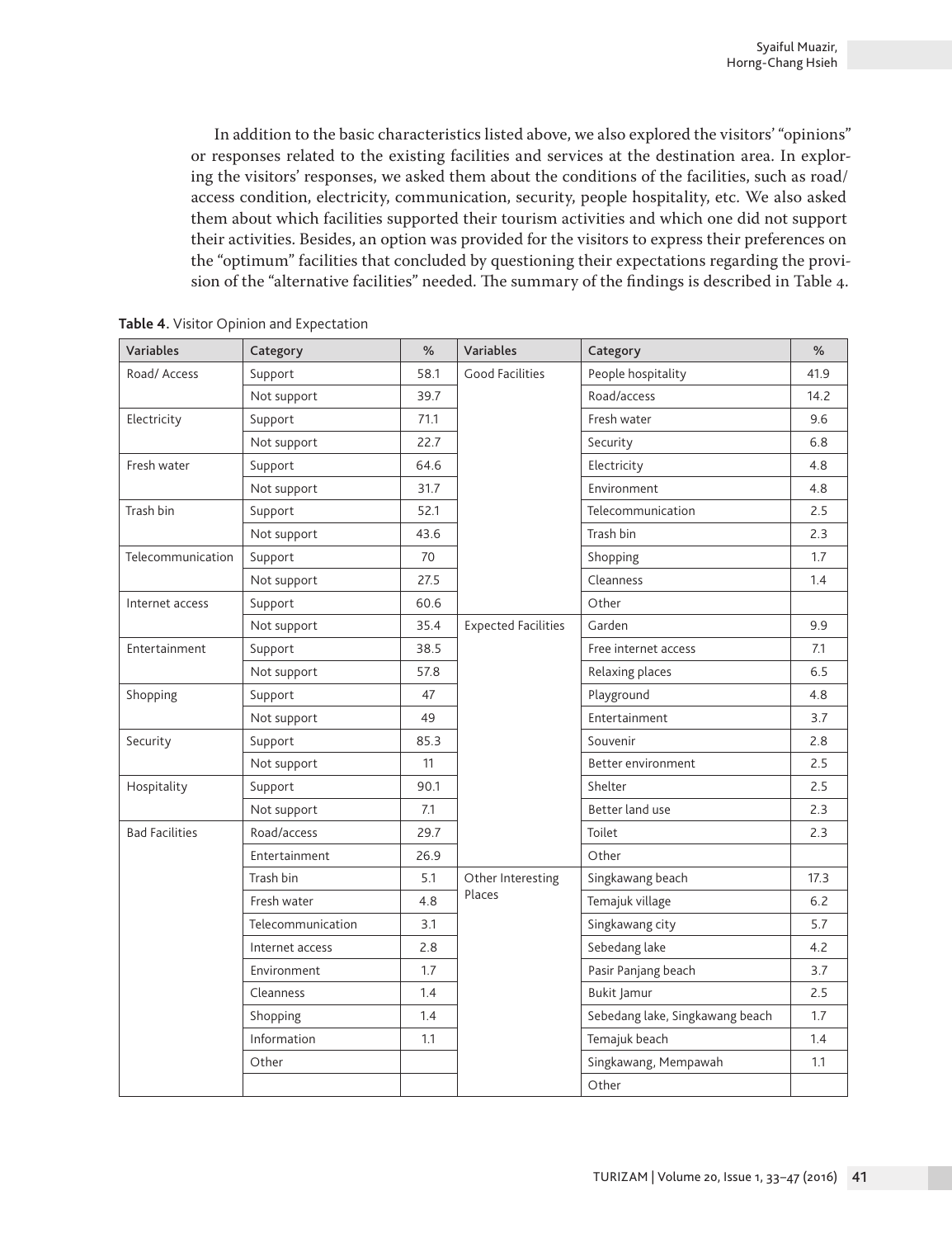In addition to the basic characteristics listed above, we also explored the visitors' "opinions" or responses related to the existing facilities and services at the destination area. In exploring the visitors' responses, we asked them about the conditions of the facilities, such as road/access condition, electricity, communication, security, people hospitality, etc. We also asked them about which facilities supported their tourism activities and which one did not support their activities. Besides, an option was provided for the visitors to express their preferences on the "optimum" facilities that concluded by questioning their expectations regarding the provision of the "alternative facilities" needed. The summary of the findings is described in Table 4.

**Table 4.** Visitor Opinion and Expectation

| Variables | Category | % | Variables | Category | % |
|---|---|---|---|---|---|
| Road/ Access | Support | 58.1 | Good Facilities | People hospitality | 41.9 |
| | Not support | 39.7 | | Road/access | 14.2 |
| Electricity | Support | 71.1 | | Fresh water | 9.6 |
| | Not support | 22.7 | | Security | 6.8 |
| Fresh water | Support | 64.6 | | Electricity | 4.8 |
| | Not support | 31.7 | | Environment | 4.8 |
| Trash bin | Support | 52.1 | | Telecommunication | 2.5 |
| | Not support | 43.6 | | Trash bin | 2.3 |
| Telecommunication | Support | 70 | | Shopping | 1.7 |
| | Not support | 27.5 | | Cleanness | 1.4 |
| Internet access | Support | 60.6 | | Other | |
| | Not support | 35.4 | Expected Facilities | Garden | 9.9 |
| Entertainment | Support | 38.5 | | Free internet access | 7.1 |
| | Not support | 57.8 | | Relaxing places | 6.5 |
| Shopping | Support | 47 | | Playground | 4.8 |
| | Not support | 49 | | Entertainment | 3.7 |
| Security | Support | 85.3 | | Souvenir | 2.8 |
| | Not support | 11 | | Better environment | 2.5 |
| Hospitality | Support | 90.1 | | Shelter | 2.5 |
| | Not support | 7.1 | | Better land use | 2.3 |
| Bad Facilities | Road/access | 29.7 | | Toilet | 2.3 |
| | Entertainment | 26.9 | | Other | |
| | Trash bin | 5.1 | Other Interesting Places | Singkawang beach | 17.3 |
| | Fresh water | 4.8 | | Temajuk village | 6.2 |
| | Telecommunication | 3.1 | | Singkawang city | 5.7 |
| | Internet access | 2.8 | | Sebedang lake | 4.2 |
| | Environment | 1.7 | | Pasir Panjang beach | 3.7 |
| | Cleanness | 1.4 | | Bukit Jamur | 2.5 |
| | Shopping | 1.4 | | Sebedang lake, Singkawang beach | 1.7 |
| | Information | 1.1 | | Temajuk beach | 1.4 |
| | Other | | | Singkawang, Mempawah | 1.1 |
| | | | | Other | |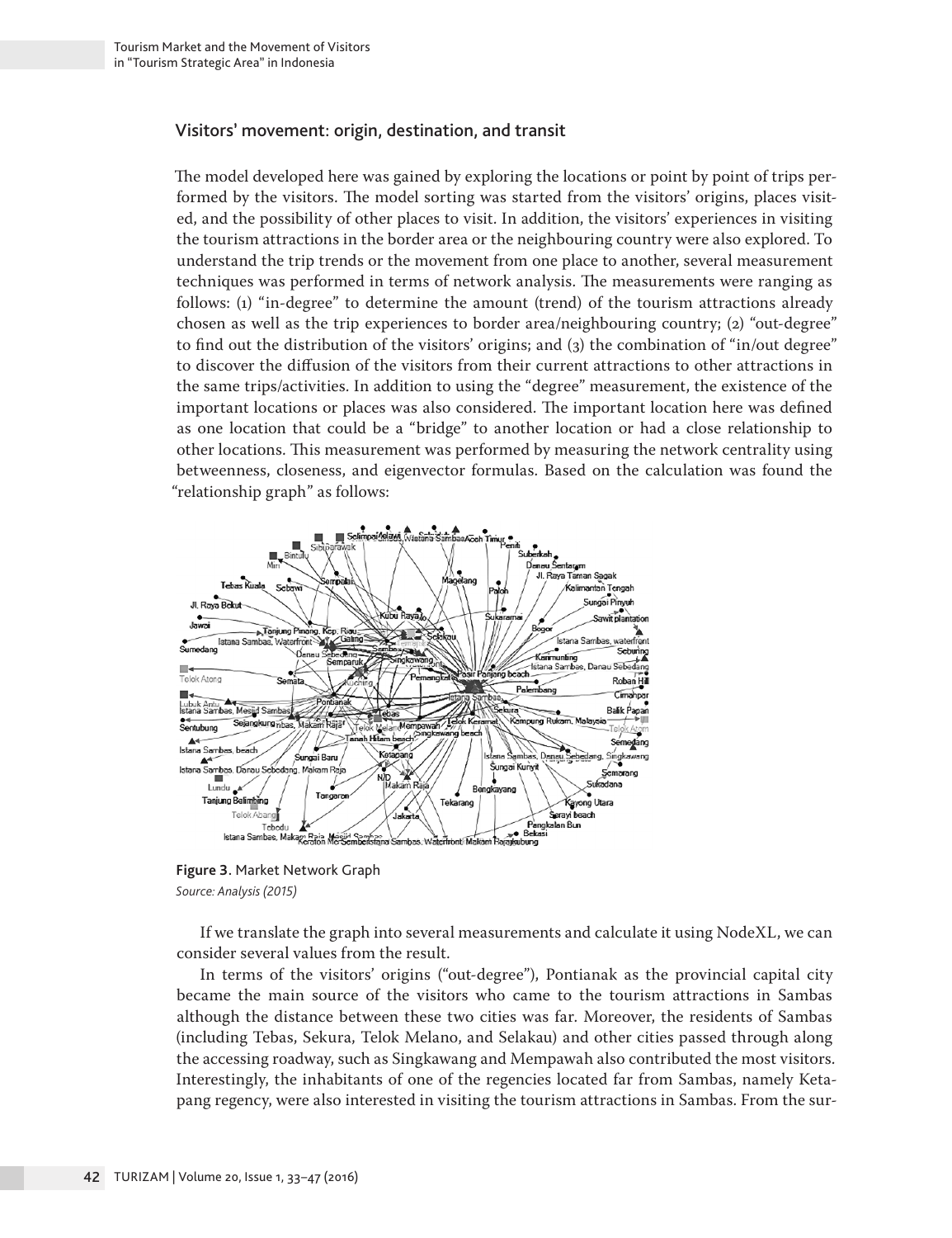## Visitors' movement: origin, destination, and transit

The model developed here was gained by exploring the locations or point by point of trips performed by the visitors. The model sorting was started from the visitors' origins, places visited, and the possibility of other places to visit. In addition, the visitors' experiences in visiting the tourism attractions in the border area or the neighbouring country were also explored. To understand the trip trends or the movement from one place to another, several measurement techniques was performed in terms of network analysis. The measurements were ranging as follows: (1) "in-degree" to determine the amount (trend) of the tourism attractions already chosen as well as the trip experiences to border area/neighbouring country; (2) "out-degree" to find out the distribution of the visitors' origins; and (3) the combination of "in/out degree" to discover the diffusion of the visitors from their current attractions to other attractions in the same trips/activities. In addition to using the "degree" measurement, the existence of the important locations or places was also considered. The important location here was defined as one location that could be a "bridge" to another location or had a close relationship to other locations. This measurement was performed by measuring the network centrality using betweenness, closeness, and eigenvector formulas. Based on the calculation was found the "relationship graph" as follows:

**Figure 3.** Market Network Graph
*Source: Analysis (2015)*

If we translate the graph into several measurements and calculate it using NodeXL, we can consider several values from the result.

In terms of the visitors' origins ("out-degree"), Pontianak as the provincial capital city became the main source of the visitors who came to the tourism attractions in Sambas although the distance between these two cities was far. Moreover, the residents of Sambas (including Tebas, Sekura, Telok Melano, and Selakau) and other cities passed through along the accessing roadway, such as Singkawang and Mempawah also contributed the most visitors. Interestingly, the inhabitants of one of the regencies located far from Sambas, namely Ketapang regency, were also interested in visiting the tourism attractions in Sambas. From the sur-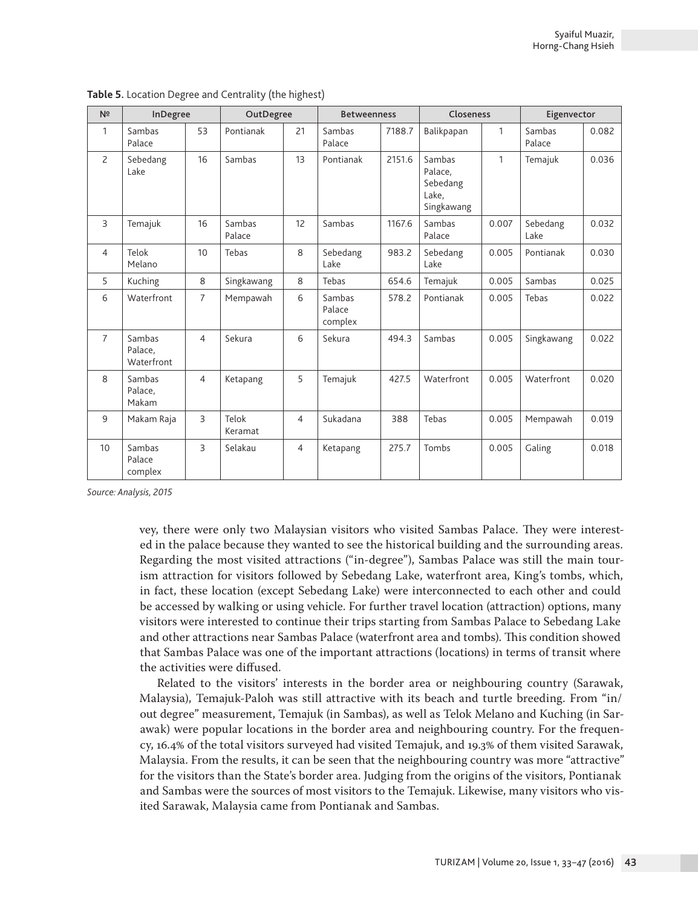**Table 5.** Location Degree and Centrality (the highest)

| № | InDegree | | OutDegree | | Betweenness | | Closeness | | Eigenvector | |
|---|---|---|---|---|---|---|---|---|---|---|
| 1 | Sambas Palace | 53 | Pontianak | 21 | Sambas Palace | 7188.7 | Balikpapan | 1 | Sambas Palace | 0.082 |
| 2 | Sebedang Lake | 16 | Sambas | 13 | Pontianak | 2151.6 | Sambas Palace, Sebedang Lake, Singkawang | 1 | Temajuk | 0.036 |
| 3 | Temajuk | 16 | Sambas Palace | 12 | Sambas | 1167.6 | Sambas Palace | 0.007 | Sebedang Lake | 0.032 |
| 4 | Telok Melano | 10 | Tebas | 8 | Sebedang Lake | 983.2 | Sebedang Lake | 0.005 | Pontianak | 0.030 |
| 5 | Kuching | 8 | Singkawang | 8 | Tebas | 654.6 | Temajuk | 0.005 | Sambas | 0.025 |
| 6 | Waterfront | 7 | Mempawah | 6 | Sambas Palace complex | 578.2 | Pontianak | 0.005 | Tebas | 0.022 |
| 7 | Sambas Palace, Waterfront | 4 | Sekura | 6 | Sekura | 494.3 | Sambas | 0.005 | Singkawang | 0.022 |
| 8 | Sambas Palace, Makam | 4 | Ketapang | 5 | Temajuk | 427.5 | Waterfront | 0.005 | Waterfront | 0.020 |
| 9 | Makam Raja | 3 | Telok Keramat | 4 | Sukadana | 388 | Tebas | 0.005 | Mempawah | 0.019 |
| 10 | Sambas Palace complex | 3 | Selakau | 4 | Ketapang | 275.7 | Tombs | 0.005 | Galing | 0.018 |

*Source: Analysis, 2015*

vey, there were only two Malaysian visitors who visited Sambas Palace. They were interested in the palace because they wanted to see the historical building and the surrounding areas. Regarding the most visited attractions ("in-degree"), Sambas Palace was still the main tourism attraction for visitors followed by Sebedang Lake, waterfront area, King's tombs, which, in fact, these location (except Sebedang Lake) were interconnected to each other and could be accessed by walking or using vehicle. For further travel location (attraction) options, many visitors were interested to continue their trips starting from Sambas Palace to Sebedang Lake and other attractions near Sambas Palace (waterfront area and tombs). This condition showed that Sambas Palace was one of the important attractions (locations) in terms of transit where the activities were diffused.

Related to the visitors' interests in the border area or neighbouring country (Sarawak, Malaysia), Temajuk-Paloh was still attractive with its beach and turtle breeding. From "in/out degree" measurement, Temajuk (in Sambas), as well as Telok Melano and Kuching (in Sarawak) were popular locations in the border area and neighbouring country. For the frequency, 16.4% of the total visitors surveyed had visited Temajuk, and 19.3% of them visited Sarawak, Malaysia. From the results, it can be seen that the neighbouring country was more "attractive" for the visitors than the State's border area. Judging from the origins of the visitors, Pontianak and Sambas were the sources of most visitors to the Temajuk. Likewise, many visitors who visited Sarawak, Malaysia came from Pontianak and Sambas.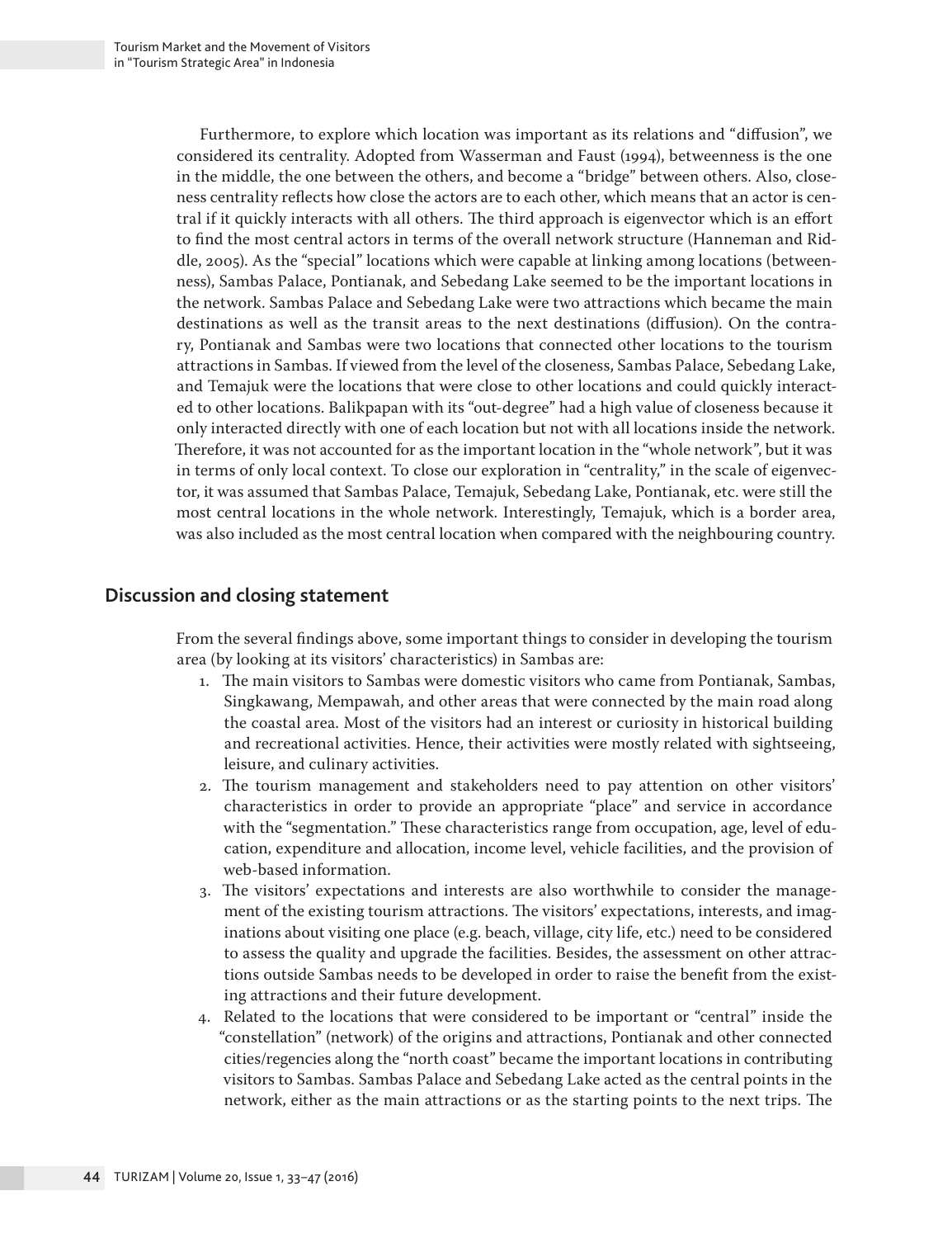Furthermore, to explore which location was important as its relations and "diffusion", we considered its centrality. Adopted from Wasserman and Faust (1994), betweenness is the one in the middle, the one between the others, and become a "bridge" between others. Also, closeness centrality reflects how close the actors are to each other, which means that an actor is central if it quickly interacts with all others. The third approach is eigenvector which is an effort to find the most central actors in terms of the overall network structure (Hanneman and Riddle, 2005). As the "special" locations which were capable at linking among locations (betweenness), Sambas Palace, Pontianak, and Sebedang Lake seemed to be the important locations in the network. Sambas Palace and Sebedang Lake were two attractions which became the main destinations as well as the transit areas to the next destinations (diffusion). On the contrary, Pontianak and Sambas were two locations that connected other locations to the tourism attractions in Sambas. If viewed from the level of the closeness, Sambas Palace, Sebedang Lake, and Temajuk were the locations that were close to other locations and could quickly interacted to other locations. Balikpapan with its "out-degree" had a high value of closeness because it only interacted directly with one of each location but not with all locations inside the network. Therefore, it was not accounted for as the important location in the "whole network", but it was in terms of only local context. To close our exploration in "centrality," in the scale of eigenvector, it was assumed that Sambas Palace, Temajuk, Sebedang Lake, Pontianak, etc. were still the most central locations in the whole network. Interestingly, Temajuk, which is a border area, was also included as the most central location when compared with the neighbouring country.

## Discussion and closing statement

From the several findings above, some important things to consider in developing the tourism area (by looking at its visitors' characteristics) in Sambas are:

1. The main visitors to Sambas were domestic visitors who came from Pontianak, Sambas, Singkawang, Mempawah, and other areas that were connected by the main road along the coastal area. Most of the visitors had an interest or curiosity in historical building and recreational activities. Hence, their activities were mostly related with sightseeing, leisure, and culinary activities.
2. The tourism management and stakeholders need to pay attention on other visitors' characteristics in order to provide an appropriate "place" and service in accordance with the "segmentation." These characteristics range from occupation, age, level of education, expenditure and allocation, income level, vehicle facilities, and the provision of web-based information.
3. The visitors' expectations and interests are also worthwhile to consider the management of the existing tourism attractions. The visitors' expectations, interests, and imaginations about visiting one place (e.g. beach, village, city life, etc.) need to be considered to assess the quality and upgrade the facilities. Besides, the assessment on other attractions outside Sambas needs to be developed in order to raise the benefit from the existing attractions and their future development.
4. Related to the locations that were considered to be important or "central" inside the "constellation" (network) of the origins and attractions, Pontianak and other connected cities/regencies along the "north coast" became the important locations in contributing visitors to Sambas. Sambas Palace and Sebedang Lake acted as the central points in the network, either as the main attractions or as the starting points to the next trips. The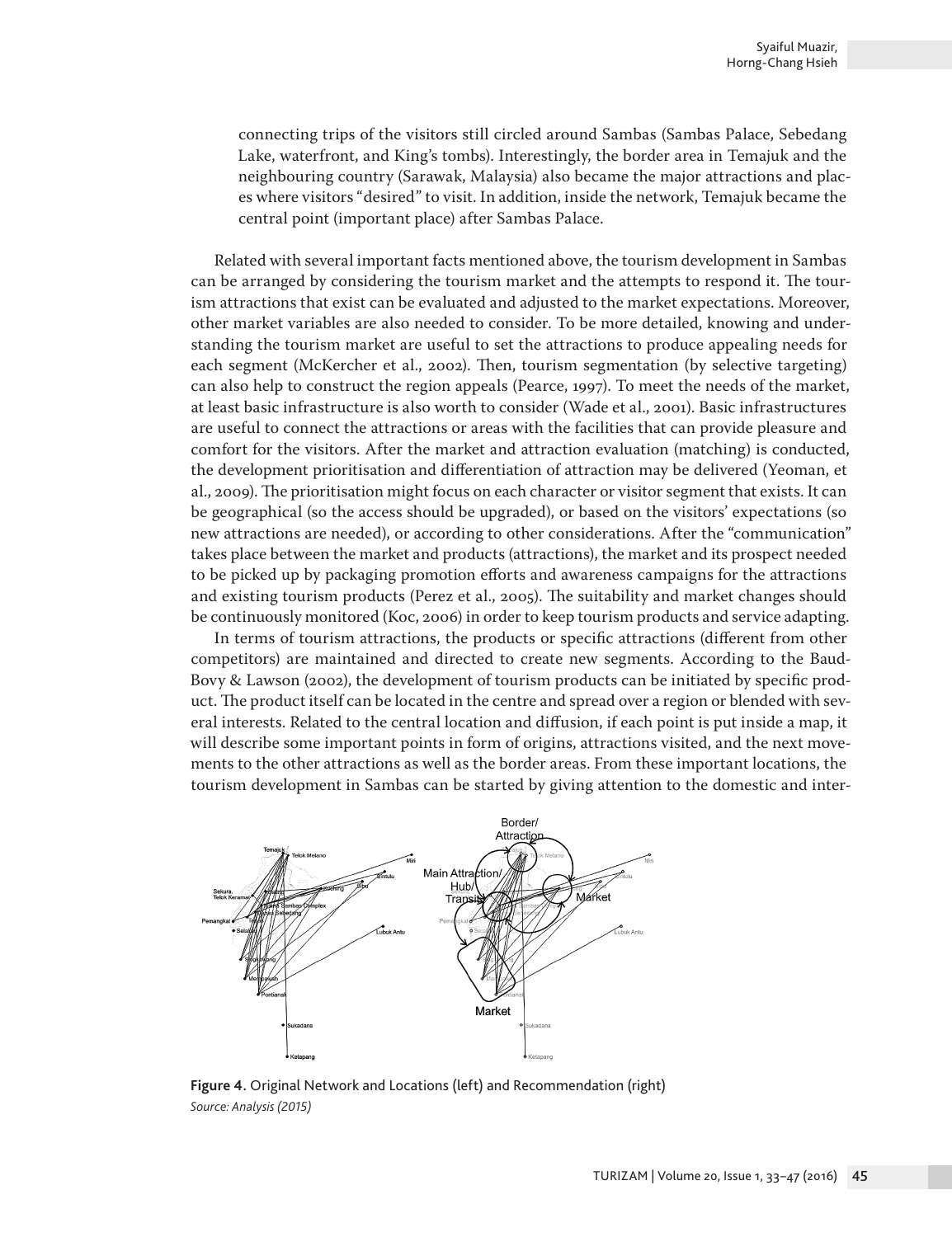connecting trips of the visitors still circled around Sambas (Sambas Palace, Sebedang Lake, waterfront, and King's tombs). Interestingly, the border area in Temajuk and the neighbouring country (Sarawak, Malaysia) also became the major attractions and places where visitors "desired" to visit. In addition, inside the network, Temajuk became the central point (important place) after Sambas Palace.

Related with several important facts mentioned above, the tourism development in Sambas can be arranged by considering the tourism market and the attempts to respond it. The tourism attractions that exist can be evaluated and adjusted to the market expectations. Moreover, other market variables are also needed to consider. To be more detailed, knowing and understanding the tourism market are useful to set the attractions to produce appealing needs for each segment (McKercher et al., 2002). Then, tourism segmentation (by selective targeting) can also help to construct the region appeals (Pearce, 1997). To meet the needs of the market, at least basic infrastructure is also worth to consider (Wade et al., 2001). Basic infrastructures are useful to connect the attractions or areas with the facilities that can provide pleasure and comfort for the visitors. After the market and attraction evaluation (matching) is conducted, the development prioritisation and differentiation of attraction may be delivered (Yeoman, et al., 2009). The prioritisation might focus on each character or visitor segment that exists. It can be geographical (so the access should be upgraded), or based on the visitors' expectations (so new attractions are needed), or according to other considerations. After the "communication" takes place between the market and products (attractions), the market and its prospect needed to be picked up by packaging promotion efforts and awareness campaigns for the attractions and existing tourism products (Perez et al., 2005). The suitability and market changes should be continuously monitored (Koc, 2006) in order to keep tourism products and service adapting.

In terms of tourism attractions, the products or specific attractions (different from other competitors) are maintained and directed to create new segments. According to the Baud-Bovy & Lawson (2002), the development of tourism products can be initiated by specific product. The product itself can be located in the centre and spread over a region or blended with several interests. Related to the central location and diffusion, if each point is put inside a map, it will describe some important points in form of origins, attractions visited, and the next movements to the other attractions as well as the border areas. From these important locations, the tourism development in Sambas can be started by giving attention to the domestic and inter-

**Figure 4**. Original Network and Locations (left) and Recommendation (right)
*Source: Analysis (2015)*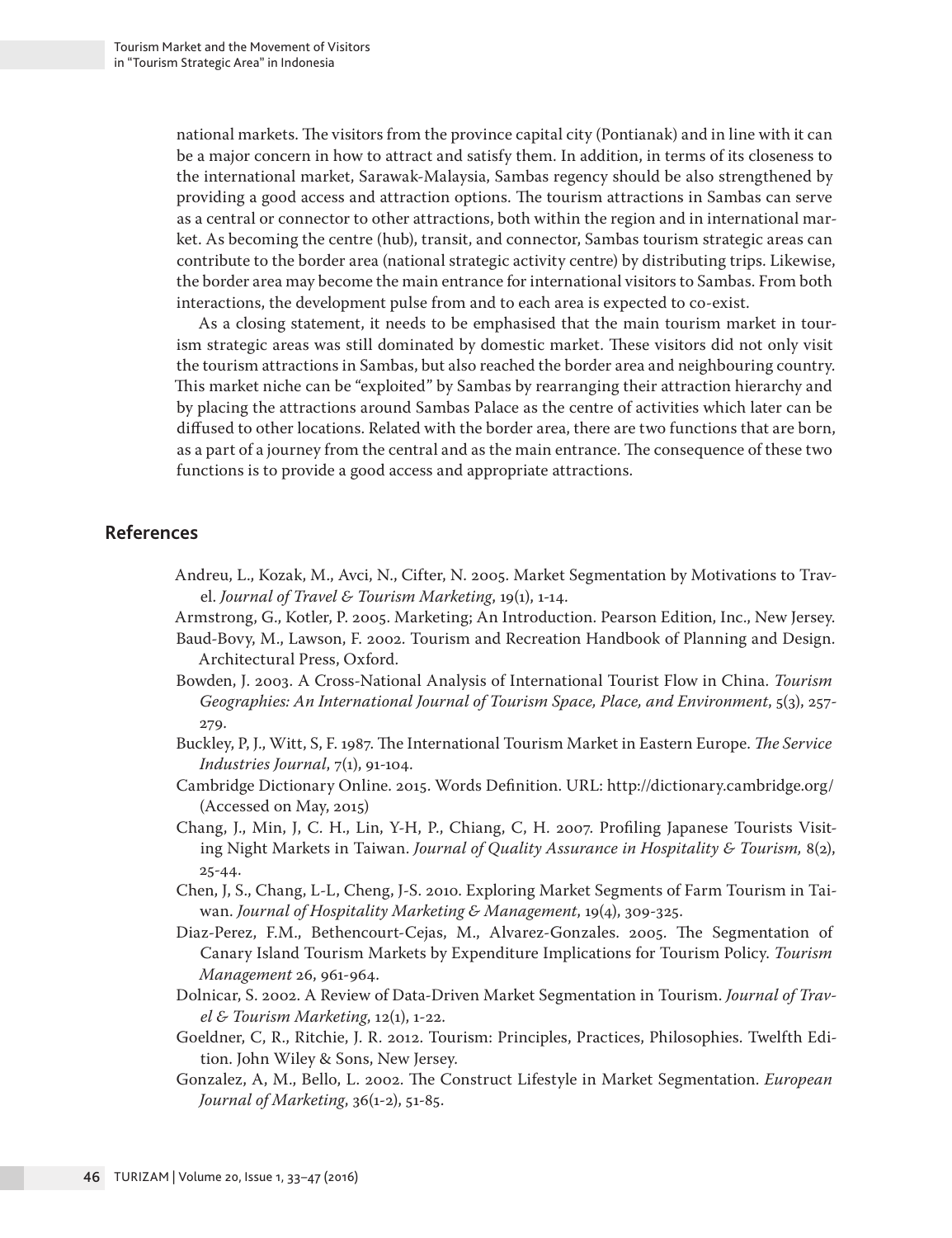national markets. The visitors from the province capital city (Pontianak) and in line with it can be a major concern in how to attract and satisfy them. In addition, in terms of its closeness to the international market, Sarawak-Malaysia, Sambas regency should be also strengthened by providing a good access and attraction options. The tourism attractions in Sambas can serve as a central or connector to other attractions, both within the region and in international market. As becoming the centre (hub), transit, and connector, Sambas tourism strategic areas can contribute to the border area (national strategic activity centre) by distributing trips. Likewise, the border area may become the main entrance for international visitors to Sambas. From both interactions, the development pulse from and to each area is expected to co-exist.

As a closing statement, it needs to be emphasised that the main tourism market in tourism strategic areas was still dominated by domestic market. These visitors did not only visit the tourism attractions in Sambas, but also reached the border area and neighbouring country. This market niche can be "exploited" by Sambas by rearranging their attraction hierarchy and by placing the attractions around Sambas Palace as the centre of activities which later can be diffused to other locations. Related with the border area, there are two functions that are born, as a part of a journey from the central and as the main entrance. The consequence of these two functions is to provide a good access and appropriate attractions.

## References

Andreu, L., Kozak, M., Avci, N., Cifter, N. 2005. Market Segmentation by Motivations to Travel. *Journal of Travel & Tourism Marketing*, 19(1), 1-14.

Armstrong, G., Kotler, P. 2005. Marketing; An Introduction. Pearson Edition, Inc., New Jersey.

Baud-Bovy, M., Lawson, F. 2002. Tourism and Recreation Handbook of Planning and Design. Architectural Press, Oxford.

Bowden, J. 2003. A Cross-National Analysis of International Tourist Flow in China. *Tourism Geographies: An International Journal of Tourism Space, Place, and Environment*, 5(3), 257-279.

Buckley, P, J., Witt, S, F. 1987. The International Tourism Market in Eastern Europe. *The Service Industries Journal*, 7(1), 91-104.

Cambridge Dictionary Online. 2015. Words Definition. URL: http://dictionary.cambridge.org/ (Accessed on May, 2015)

Chang, J., Min, J, C. H., Lin, Y-H, P., Chiang, C, H. 2007. Profiling Japanese Tourists Visiting Night Markets in Taiwan. *Journal of Quality Assurance in Hospitality & Tourism,* 8(2), 25-44.

Chen, J, S., Chang, L-L, Cheng, J-S. 2010. Exploring Market Segments of Farm Tourism in Taiwan. *Journal of Hospitality Marketing & Management*, 19(4), 309-325.

Diaz-Perez, F.M., Bethencourt-Cejas, M., Alvarez-Gonzales. 2005. The Segmentation of Canary Island Tourism Markets by Expenditure Implications for Tourism Policy. *Tourism Management* 26, 961-964.

Dolnicar, S. 2002. A Review of Data-Driven Market Segmentation in Tourism. *Journal of Travel & Tourism Marketing*, 12(1), 1-22.

Goeldner, C, R., Ritchie, J. R. 2012. Tourism: Principles, Practices, Philosophies. Twelfth Edition. John Wiley & Sons, New Jersey.

Gonzalez, A, M., Bello, L. 2002. The Construct Lifestyle in Market Segmentation. *European Journal of Marketing*, 36(1-2), 51-85.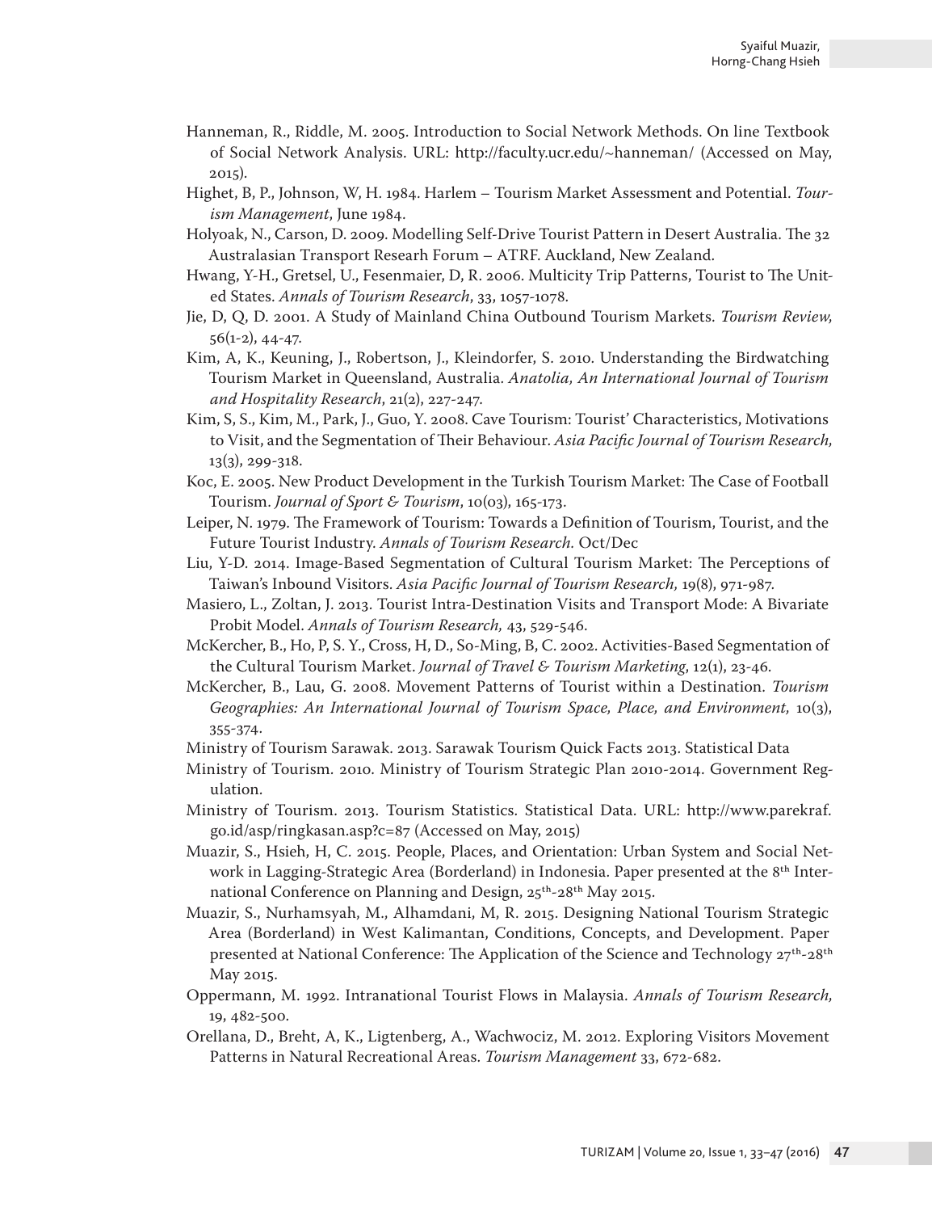Hanneman, R., Riddle, M. 2005. Introduction to Social Network Methods. On line Textbook of Social Network Analysis. URL: http://faculty.ucr.edu/~hanneman/ (Accessed on May, 2015).

Highet, B, P., Johnson, W, H. 1984. Harlem – Tourism Market Assessment and Potential. *Tourism Management*, June 1984.

Holyoak, N., Carson, D. 2009. Modelling Self-Drive Tourist Pattern in Desert Australia. The 32 Australasian Transport Researh Forum – ATRF. Auckland, New Zealand.

Hwang, Y-H., Gretsel, U., Fesenmaier, D, R. 2006. Multicity Trip Patterns, Tourist to The United States. *Annals of Tourism Research*, 33, 1057-1078.

Jie, D, Q, D. 2001. A Study of Mainland China Outbound Tourism Markets. *Tourism Review,* 56(1-2), 44-47.

Kim, A, K., Keuning, J., Robertson, J., Kleindorfer, S. 2010. Understanding the Birdwatching Tourism Market in Queensland, Australia. *Anatolia, An International Journal of Tourism and Hospitality Research*, 21(2), 227-247.

Kim, S, S., Kim, M., Park, J., Guo, Y. 2008. Cave Tourism: Tourist' Characteristics, Motivations to Visit, and the Segmentation of Their Behaviour. *Asia Pacific Journal of Tourism Research,* 13(3), 299-318.

Koc, E. 2005. New Product Development in the Turkish Tourism Market: The Case of Football Tourism. *Journal of Sport & Tourism*, 10(03), 165-173.

Leiper, N. 1979. The Framework of Tourism: Towards a Definition of Tourism, Tourist, and the Future Tourist Industry. *Annals of Tourism Research.* Oct/Dec

Liu, Y-D. 2014. Image-Based Segmentation of Cultural Tourism Market: The Perceptions of Taiwan's Inbound Visitors. *Asia Pacific Journal of Tourism Research,* 19(8), 971-987.

Masiero, L., Zoltan, J. 2013. Tourist Intra-Destination Visits and Transport Mode: A Bivariate Probit Model. *Annals of Tourism Research,* 43, 529-546.

McKercher, B., Ho, P, S. Y., Cross, H, D., So-Ming, B, C. 2002. Activities-Based Segmentation of the Cultural Tourism Market. *Journal of Travel & Tourism Marketing*, 12(1), 23-46.

McKercher, B., Lau, G. 2008. Movement Patterns of Tourist within a Destination. *Tourism Geographies: An International Journal of Tourism Space, Place, and Environment,* 10(3), 355-374.

Ministry of Tourism Sarawak. 2013. Sarawak Tourism Quick Facts 2013. Statistical Data

Ministry of Tourism. 2010. Ministry of Tourism Strategic Plan 2010-2014. Government Regulation.

Ministry of Tourism. 2013. Tourism Statistics. Statistical Data. URL: http://www.parekraf.go.id/asp/ringkasan.asp?c=87 (Accessed on May, 2015)

Muazir, S., Hsieh, H, C. 2015. People, Places, and Orientation: Urban System and Social Network in Lagging-Strategic Area (Borderland) in Indonesia. Paper presented at the 8th International Conference on Planning and Design, 25th-28th May 2015.

Muazir, S., Nurhamsyah, M., Alhamdani, M, R. 2015. Designing National Tourism Strategic Area (Borderland) in West Kalimantan, Conditions, Concepts, and Development. Paper presented at National Conference: The Application of the Science and Technology 27th-28th May 2015.

Oppermann, M. 1992. Intranational Tourist Flows in Malaysia. *Annals of Tourism Research,* 19, 482-500.

Orellana, D., Breht, A, K., Ligtenberg, A., Wachwocíz, M. 2012. Exploring Visitors Movement Patterns in Natural Recreational Areas. *Tourism Management* 33, 672-682.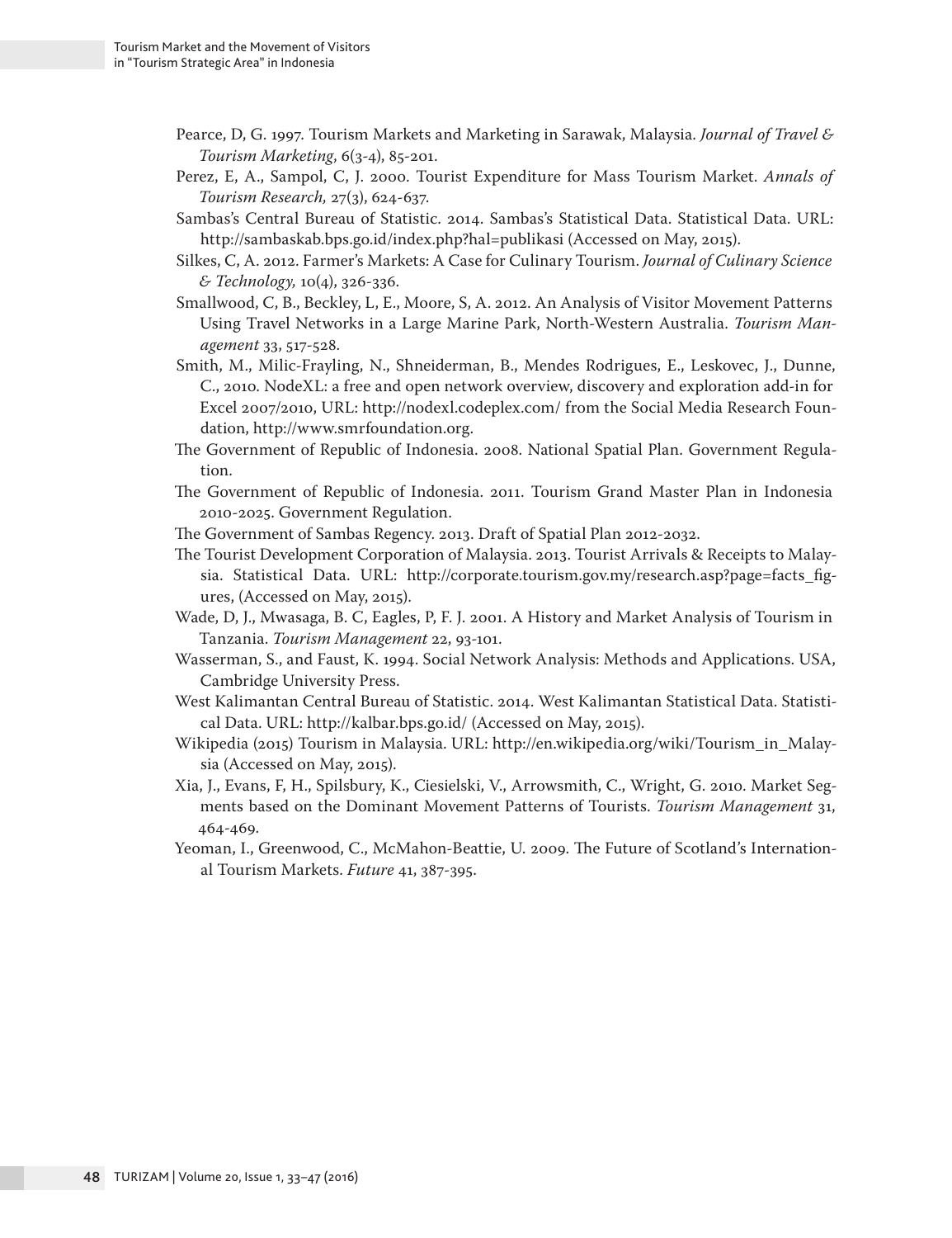Pearce, D, G. 1997. Tourism Markets and Marketing in Sarawak, Malaysia. *Journal of Travel & Tourism Marketing*, 6(3-4), 85-201.

Perez, E, A., Sampol, C, J. 2000. Tourist Expenditure for Mass Tourism Market. *Annals of Tourism Research*, 27(3), 624-637.

Sambas's Central Bureau of Statistic. 2014. Sambas's Statistical Data. Statistical Data. URL: http://sambaskab.bps.go.id/index.php?hal=publikasi (Accessed on May, 2015).

Silkes, C, A. 2012. Farmer's Markets: A Case for Culinary Tourism. *Journal of Culinary Science & Technology*, 10(4), 326-336.

Smallwood, C, B., Beckley, L, E., Moore, S, A. 2012. An Analysis of Visitor Movement Patterns Using Travel Networks in a Large Marine Park, North-Western Australia. *Tourism Management* 33, 517-528.

Smith, M., Milic-Frayling, N., Shneiderman, B., Mendes Rodrigues, E., Leskovec, J., Dunne, C., 2010. NodeXL: a free and open network overview, discovery and exploration add-in for Excel 2007/2010, URL: http://nodexl.codeplex.com/ from the Social Media Research Foundation, http://www.smrfoundation.org.

The Government of Republic of Indonesia. 2008. National Spatial Plan. Government Regulation.

The Government of Republic of Indonesia. 2011. Tourism Grand Master Plan in Indonesia 2010-2025. Government Regulation.

The Government of Sambas Regency. 2013. Draft of Spatial Plan 2012-2032.

The Tourist Development Corporation of Malaysia. 2013. Tourist Arrivals & Receipts to Malaysia. Statistical Data. URL: http://corporate.tourism.gov.my/research.asp?page=facts_figures, (Accessed on May, 2015).

Wade, D, J., Mwasaga, B. C, Eagles, P, F. J. 2001. A History and Market Analysis of Tourism in Tanzania. *Tourism Management* 22, 93-101.

Wasserman, S., and Faust, K. 1994. Social Network Analysis: Methods and Applications. USA, Cambridge University Press.

West Kalimantan Central Bureau of Statistic. 2014. West Kalimantan Statistical Data. Statistical Data. URL: http://kalbar.bps.go.id/ (Accessed on May, 2015).

Wikipedia (2015) Tourism in Malaysia. URL: http://en.wikipedia.org/wiki/Tourism_in_Malaysia (Accessed on May, 2015).

Xia, J., Evans, F, H., Spilsbury, K., Ciesielski, V., Arrowsmith, C., Wright, G. 2010. Market Segments based on the Dominant Movement Patterns of Tourists. *Tourism Management* 31, 464-469.

Yeoman, I., Greenwood, C., McMahon-Beattie, U. 2009. The Future of Scotland's International Tourism Markets. *Future* 41, 387-395.